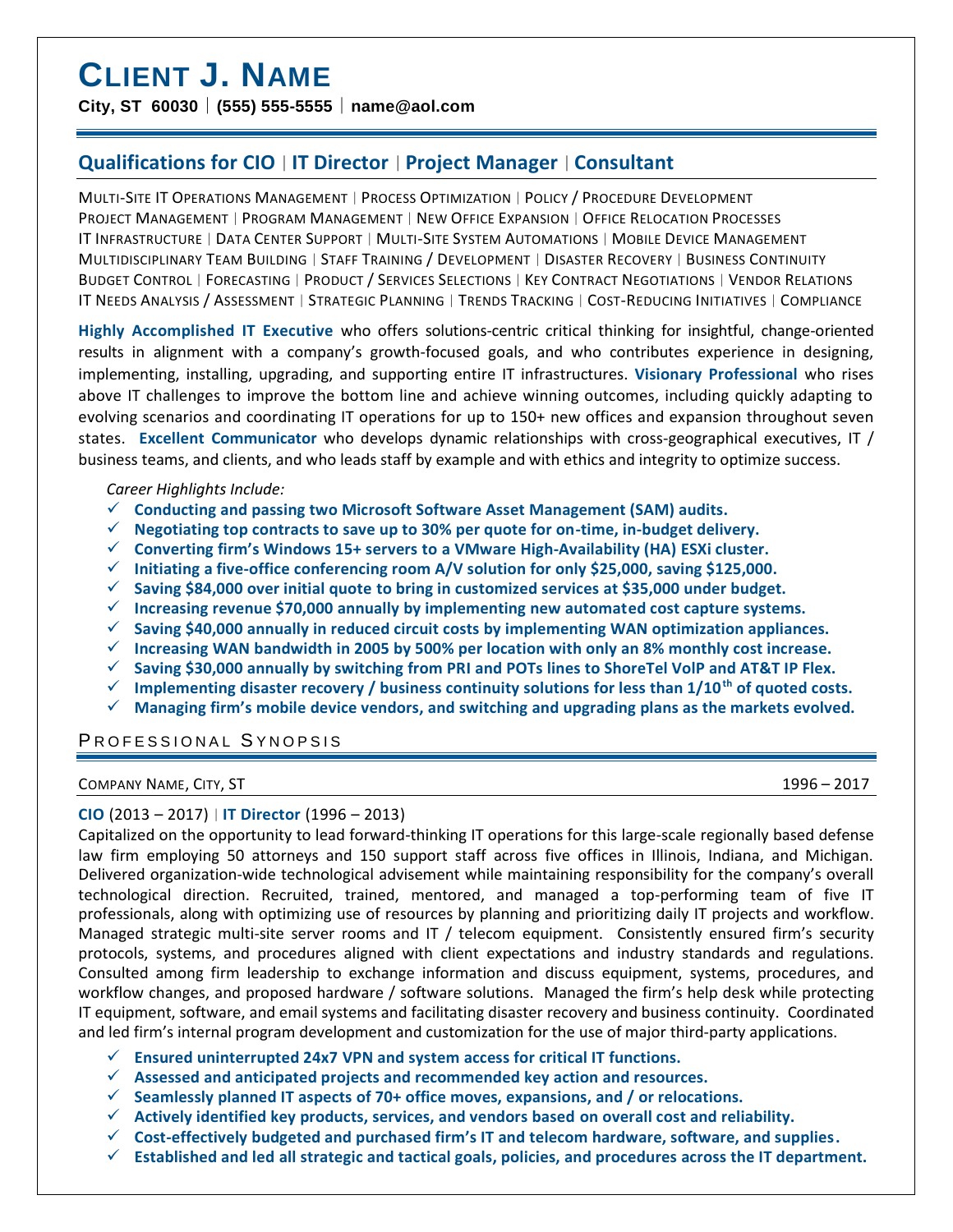# CLIENT J. NAME

**City, ST 60030 | (555) 555-5555 | name@aol.com**

## Qualifications for CIO | IT Director | Project Manager | Consultant

MULTI-SITE IT OPERATIONS MANAGEMENT | PROCESS OPTIMIZATION | POLICY / PROCEDURE DEVELOPMENT
PROJECT MANAGEMENT | PROGRAM MANAGEMENT | NEW OFFICE EXPANSION | OFFICE RELOCATION PROCESSES
IT INFRASTRUCTURE | DATA CENTER SUPPORT | MULTI-SITE SYSTEM AUTOMATIONS | MOBILE DEVICE MANAGEMENT
MULTIDISCIPLINARY TEAM BUILDING | STAFF TRAINING / DEVELOPMENT | DISASTER RECOVERY | BUSINESS CONTINUITY
BUDGET CONTROL | FORECASTING | PRODUCT / SERVICES SELECTIONS | KEY CONTRACT NEGOTIATIONS | VENDOR RELATIONS
IT NEEDS ANALYSIS / ASSESSMENT | STRATEGIC PLANNING | TRENDS TRACKING | COST-REDUCING INITIATIVES | COMPLIANCE

**Highly Accomplished IT Executive** who offers solutions-centric critical thinking for insightful, change-oriented results in alignment with a company's growth-focused goals, and who contributes experience in designing, implementing, installing, upgrading, and supporting entire IT infrastructures. **Visionary Professional** who rises above IT challenges to improve the bottom line and achieve winning outcomes, including quickly adapting to evolving scenarios and coordinating IT operations for up to 150+ new offices and expansion throughout seven states. **Excellent Communicator** who develops dynamic relationships with cross-geographical executives, IT / business teams, and clients, and who leads staff by example and with ethics and integrity to optimize success.

*Career Highlights Include:*

- ✓ **Conducting and passing two Microsoft Software Asset Management (SAM) audits.**
- ✓ **Negotiating top contracts to save up to 30% per quote for on-time, in-budget delivery.**
- ✓ **Converting firm's Windows 15+ servers to a VMware High-Availability (HA) ESXi cluster.**
- ✓ **Initiating a five-office conferencing room A/V solution for only $25,000, saving $125,000.**
- ✓ **Saving $84,000 over initial quote to bring in customized services at $35,000 under budget.**
- ✓ **Increasing revenue $70,000 annually by implementing new automated cost capture systems.**
- ✓ **Saving $40,000 annually in reduced circuit costs by implementing WAN optimization appliances.**
- ✓ **Increasing WAN bandwidth in 2005 by 500% per location with only an 8% monthly cost increase.**
- ✓ **Saving $30,000 annually by switching from PRI and POTs lines to ShoreTel VoIP and AT&T IP Flex.**
- ✓ **Implementing disaster recovery / business continuity solutions for less than 1/10th of quoted costs.**
- ✓ **Managing firm's mobile device vendors, and switching and upgrading plans as the markets evolved.**

## PROFESSIONAL SYNOPSIS

COMPANY NAME, CITY, ST — 1996 – 2017

**CIO** (2013 – 2017) | **IT Director** (1996 – 2013)

Capitalized on the opportunity to lead forward-thinking IT operations for this large-scale regionally based defense law firm employing 50 attorneys and 150 support staff across five offices in Illinois, Indiana, and Michigan. Delivered organization-wide technological advisement while maintaining responsibility for the company's overall technological direction. Recruited, trained, mentored, and managed a top-performing team of five IT professionals, along with optimizing use of resources by planning and prioritizing daily IT projects and workflow. Managed strategic multi-site server rooms and IT / telecom equipment. Consistently ensured firm's security protocols, systems, and procedures aligned with client expectations and industry standards and regulations. Consulted among firm leadership to exchange information and discuss equipment, systems, procedures, and workflow changes, and proposed hardware / software solutions. Managed the firm's help desk while protecting IT equipment, software, and email systems and facilitating disaster recovery and business continuity. Coordinated and led firm's internal program development and customization for the use of major third-party applications.

- ✓ **Ensured uninterrupted 24x7 VPN and system access for critical IT functions.**
- ✓ **Assessed and anticipated projects and recommended key action and resources.**
- ✓ **Seamlessly planned IT aspects of 70+ office moves, expansions, and / or relocations.**
- ✓ **Actively identified key products, services, and vendors based on overall cost and reliability.**
- ✓ **Cost-effectively budgeted and purchased firm's IT and telecom hardware, software, and supplies.**
- ✓ **Established and led all strategic and tactical goals, policies, and procedures across the IT department.**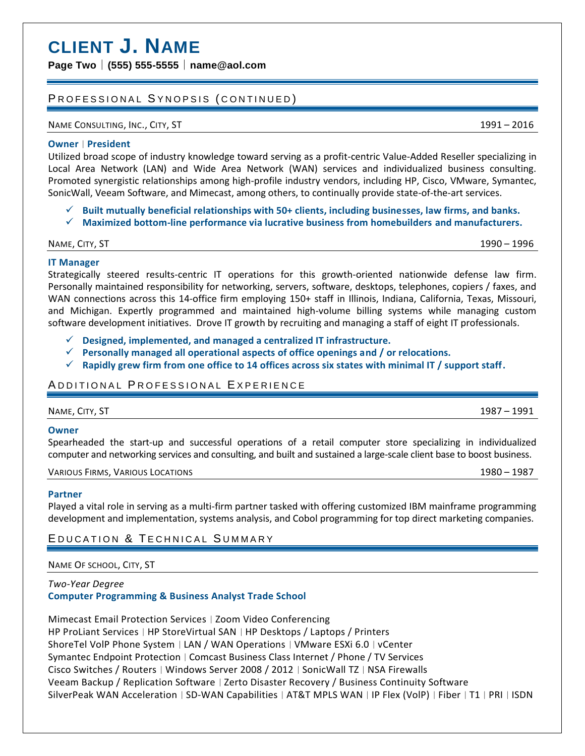# CLIENT J. NAME

**Page Two | (555) 555-5555 | name@aol.com**

## PROFESSIONAL SYNOPSIS (CONTINUED)

NAME CONSULTING, INC., CITY, ST — 1991 – 2016

**Owner | President**

Utilized broad scope of industry knowledge toward serving as a profit-centric Value-Added Reseller specializing in Local Area Network (LAN) and Wide Area Network (WAN) services and individualized business consulting. Promoted synergistic relationships among high-profile industry vendors, including HP, Cisco, VMware, Symantec, SonicWall, Veeam Software, and Mimecast, among others, to continually provide state-of-the-art services.

- **Built mutually beneficial relationships with 50+ clients, including businesses, law firms, and banks.**
- **Maximized bottom-line performance via lucrative business from homebuilders and manufacturers.**

NAME, CITY, ST — 1990 – 1996

**IT Manager**

Strategically steered results-centric IT operations for this growth-oriented nationwide defense law firm. Personally maintained responsibility for networking, servers, software, desktops, telephones, copiers / faxes, and WAN connections across this 14-office firm employing 150+ staff in Illinois, Indiana, California, Texas, Missouri, and Michigan. Expertly programmed and maintained high-volume billing systems while managing custom software development initiatives. Drove IT growth by recruiting and managing a staff of eight IT professionals.

- **Designed, implemented, and managed a centralized IT infrastructure.**
- **Personally managed all operational aspects of office openings and / or relocations.**
- **Rapidly grew firm from one office to 14 offices across six states with minimal IT / support staff.**

## ADDITIONAL PROFESSIONAL EXPERIENCE

NAME, CITY, ST — 1987 – 1991

**Owner**

Spearheaded the start-up and successful operations of a retail computer store specializing in individualized computer and networking services and consulting, and built and sustained a large-scale client base to boost business.

VARIOUS FIRMS, VARIOUS LOCATIONS — 1980 – 1987

**Partner**

Played a vital role in serving as a multi-firm partner tasked with offering customized IBM mainframe programming development and implementation, systems analysis, and Cobol programming for top direct marketing companies.

## EDUCATION & TECHNICAL SUMMARY

NAME OF SCHOOL, CITY, ST

*Two-Year Degree*
**Computer Programming & Business Analyst Trade School**

Mimecast Email Protection Services | Zoom Video Conferencing
HP ProLiant Services | HP StoreVirtual SAN | HP Desktops / Laptops / Printers
ShoreTel VoIP Phone System | LAN / WAN Operations | VMware ESXi 6.0 | vCenter
Symantec Endpoint Protection | Comcast Business Class Internet / Phone / TV Services
Cisco Switches / Routers | Windows Server 2008 / 2012 | SonicWall TZ | NSA Firewalls
Veeam Backup / Replication Software | Zerto Disaster Recovery / Business Continuity Software
SilverPeak WAN Acceleration | SD-WAN Capabilities | AT&T MPLS WAN | IP Flex (VoIP) | Fiber | T1 | PRI | ISDN